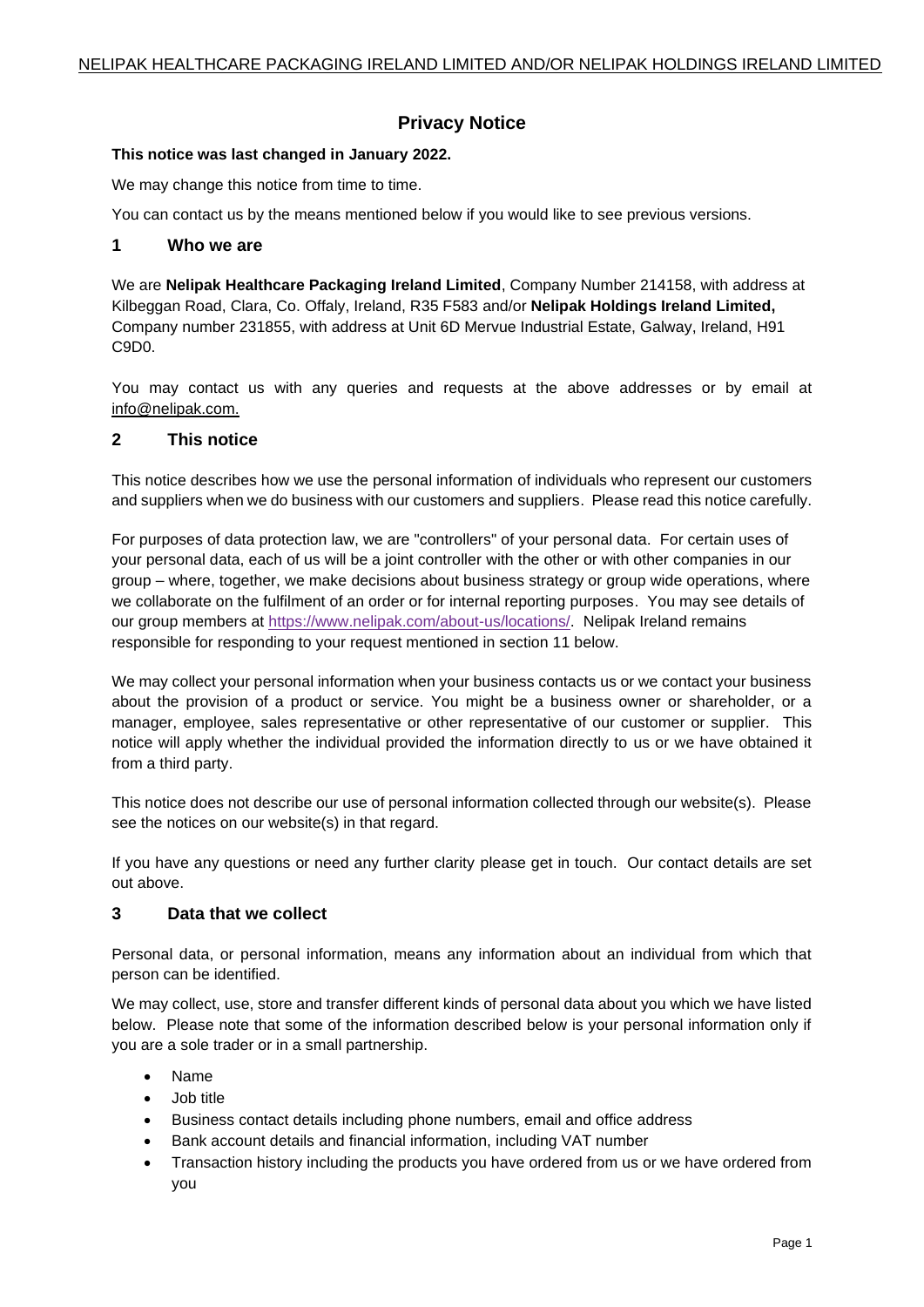NELIPAK HEALTHCARE PACKAGING IRELAND LIMITED AND/OR NELIPAK HOLDINGS IRELAND LIMITED

# Privacy Notice

**This notice was last changed in January 2022.**

We may change this notice from time to time.

You can contact us by the means mentioned below if you would like to see previous versions.

## 1 Who we are

We are **Nelipak Healthcare Packaging Ireland Limited**, Company Number 214158, with address at Kilbeggan Road, Clara, Co. Offaly, Ireland, R35 F583 and/or **Nelipak Holdings Ireland Limited,** Company number 231855, with address at Unit 6D Mervue Industrial Estate, Galway, Ireland, H91 C9D0.

You may contact us with any queries and requests at the above addresses or by email at info@nelipak.com.

## 2 This notice

This notice describes how we use the personal information of individuals who represent our customers and suppliers when we do business with our customers and suppliers. Please read this notice carefully.

For purposes of data protection law, we are "controllers" of your personal data. For certain uses of your personal data, each of us will be a joint controller with the other or with other companies in our group – where, together, we make decisions about business strategy or group wide operations, where we collaborate on the fulfilment of an order or for internal reporting purposes. You may see details of our group members at https://www.nelipak.com/about-us/locations/. Nelipak Ireland remains responsible for responding to your request mentioned in section 11 below.

We may collect your personal information when your business contacts us or we contact your business about the provision of a product or service. You might be a business owner or shareholder, or a manager, employee, sales representative or other representative of our customer or supplier. This notice will apply whether the individual provided the information directly to us or we have obtained it from a third party.

This notice does not describe our use of personal information collected through our website(s). Please see the notices on our website(s) in that regard.

If you have any questions or need any further clarity please get in touch. Our contact details are set out above.

## 3 Data that we collect

Personal data, or personal information, means any information about an individual from which that person can be identified.

We may collect, use, store and transfer different kinds of personal data about you which we have listed below. Please note that some of the information described below is your personal information only if you are a sole trader or in a small partnership.

- Name
- Job title
- Business contact details including phone numbers, email and office address
- Bank account details and financial information, including VAT number
- Transaction history including the products you have ordered from us or we have ordered from you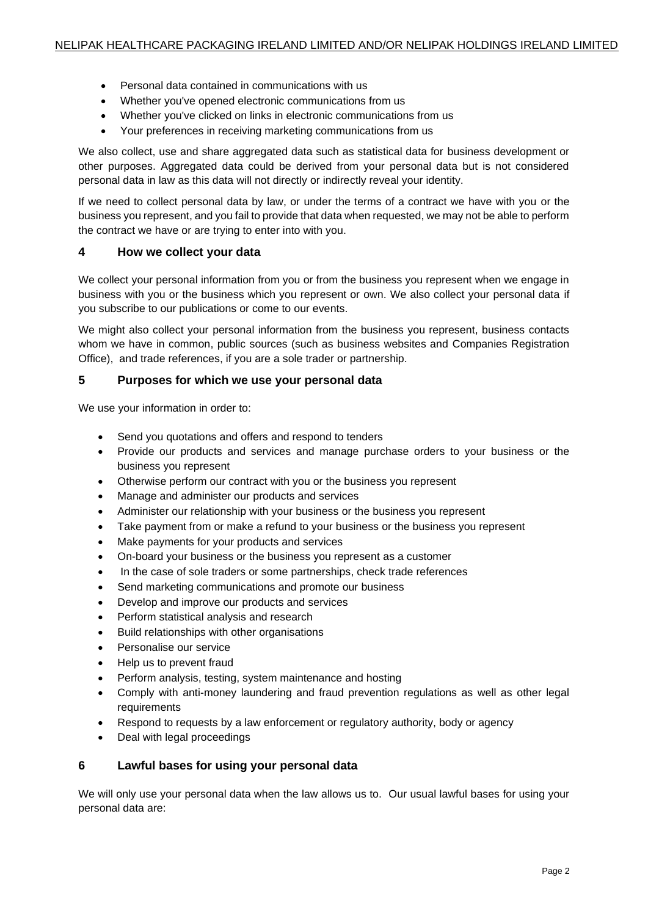- Personal data contained in communications with us
- Whether you've opened electronic communications from us
- Whether you've clicked on links in electronic communications from us
- Your preferences in receiving marketing communications from us

We also collect, use and share aggregated data such as statistical data for business development or other purposes. Aggregated data could be derived from your personal data but is not considered personal data in law as this data will not directly or indirectly reveal your identity.

If we need to collect personal data by law, or under the terms of a contract we have with you or the business you represent, and you fail to provide that data when requested, we may not be able to perform the contract we have or are trying to enter into with you.

## 4 How we collect your data

We collect your personal information from you or from the business you represent when we engage in business with you or the business which you represent or own. We also collect your personal data if you subscribe to our publications or come to our events.

We might also collect your personal information from the business you represent, business contacts whom we have in common, public sources (such as business websites and Companies Registration Office), and trade references, if you are a sole trader or partnership.

## 5 Purposes for which we use your personal data

We use your information in order to:

- Send you quotations and offers and respond to tenders
- Provide our products and services and manage purchase orders to your business or the business you represent
- Otherwise perform our contract with you or the business you represent
- Manage and administer our products and services
- Administer our relationship with your business or the business you represent
- Take payment from or make a refund to your business or the business you represent
- Make payments for your products and services
- On-board your business or the business you represent as a customer
- In the case of sole traders or some partnerships, check trade references
- Send marketing communications and promote our business
- Develop and improve our products and services
- Perform statistical analysis and research
- Build relationships with other organisations
- Personalise our service
- Help us to prevent fraud
- Perform analysis, testing, system maintenance and hosting
- Comply with anti-money laundering and fraud prevention regulations as well as other legal requirements
- Respond to requests by a law enforcement or regulatory authority, body or agency
- Deal with legal proceedings

## 6 Lawful bases for using your personal data

We will only use your personal data when the law allows us to. Our usual lawful bases for using your personal data are: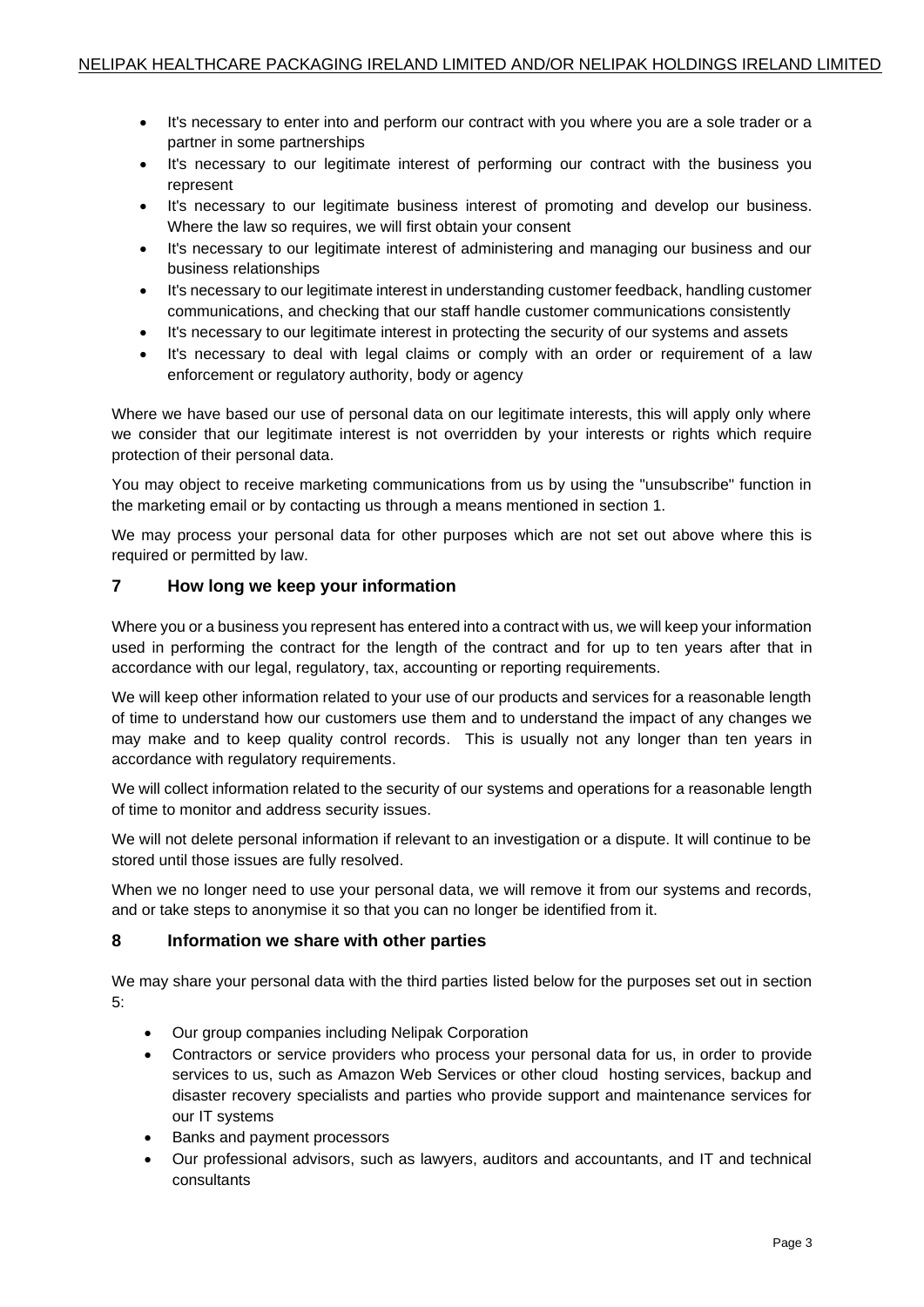- It's necessary to enter into and perform our contract with you where you are a sole trader or a partner in some partnerships
- It's necessary to our legitimate interest of performing our contract with the business you represent
- It's necessary to our legitimate business interest of promoting and develop our business. Where the law so requires, we will first obtain your consent
- It's necessary to our legitimate interest of administering and managing our business and our business relationships
- It's necessary to our legitimate interest in understanding customer feedback, handling customer communications, and checking that our staff handle customer communications consistently
- It's necessary to our legitimate interest in protecting the security of our systems and assets
- It's necessary to deal with legal claims or comply with an order or requirement of a law enforcement or regulatory authority, body or agency

Where we have based our use of personal data on our legitimate interests, this will apply only where we consider that our legitimate interest is not overridden by your interests or rights which require protection of their personal data.

You may object to receive marketing communications from us by using the "unsubscribe" function in the marketing email or by contacting us through a means mentioned in section 1.

We may process your personal data for other purposes which are not set out above where this is required or permitted by law.

## 7 How long we keep your information

Where you or a business you represent has entered into a contract with us, we will keep your information used in performing the contract for the length of the contract and for up to ten years after that in accordance with our legal, regulatory, tax, accounting or reporting requirements.

We will keep other information related to your use of our products and services for a reasonable length of time to understand how our customers use them and to understand the impact of any changes we may make and to keep quality control records. This is usually not any longer than ten years in accordance with regulatory requirements.

We will collect information related to the security of our systems and operations for a reasonable length of time to monitor and address security issues.

We will not delete personal information if relevant to an investigation or a dispute. It will continue to be stored until those issues are fully resolved.

When we no longer need to use your personal data, we will remove it from our systems and records, and or take steps to anonymise it so that you can no longer be identified from it.

## 8 Information we share with other parties

We may share your personal data with the third parties listed below for the purposes set out in section 5:

- Our group companies including Nelipak Corporation
- Contractors or service providers who process your personal data for us, in order to provide services to us, such as Amazon Web Services or other cloud hosting services, backup and disaster recovery specialists and parties who provide support and maintenance services for our IT systems
- Banks and payment processors
- Our professional advisors, such as lawyers, auditors and accountants, and IT and technical consultants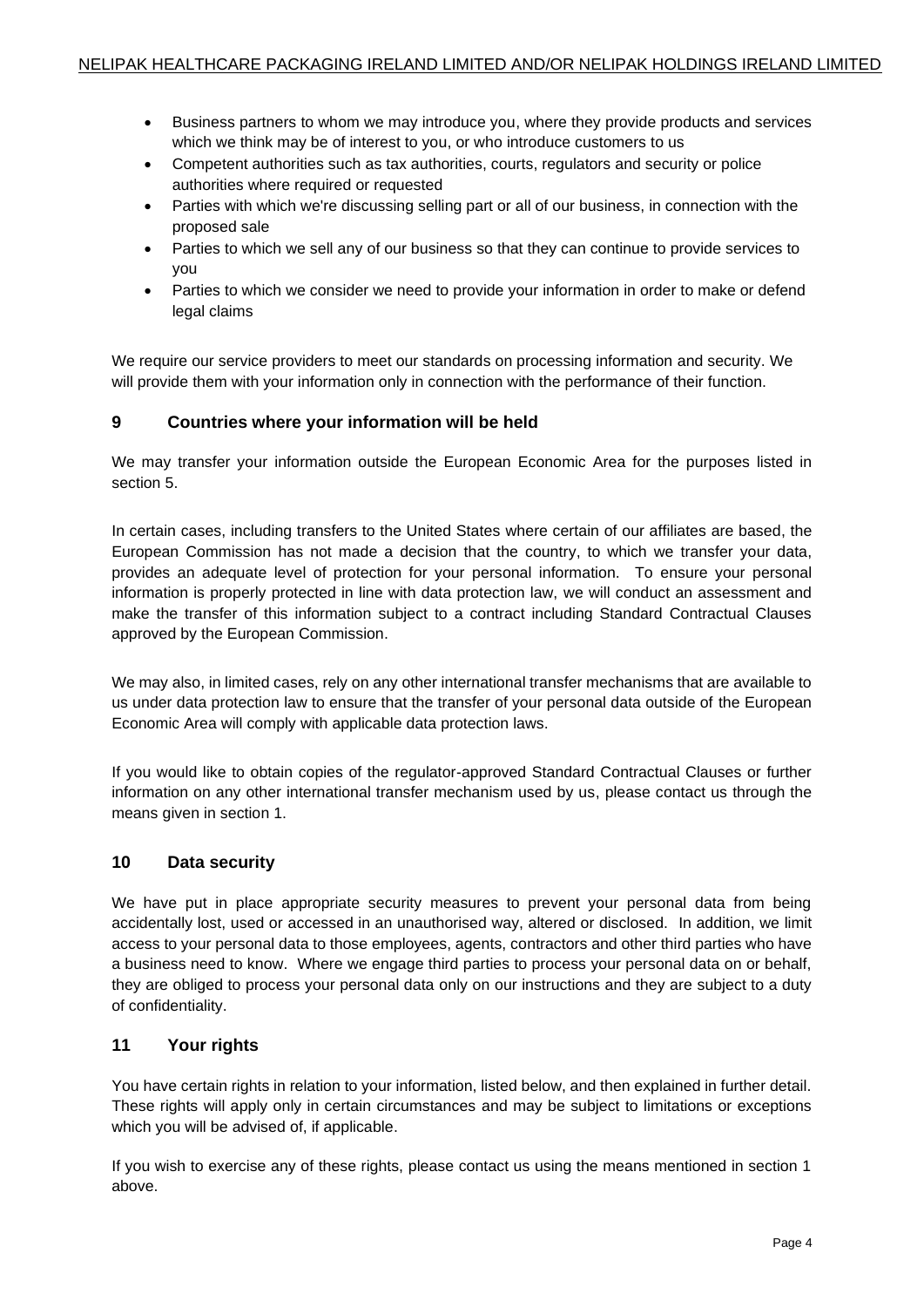- Business partners to whom we may introduce you, where they provide products and services which we think may be of interest to you, or who introduce customers to us
- Competent authorities such as tax authorities, courts, regulators and security or police authorities where required or requested
- Parties with which we're discussing selling part or all of our business, in connection with the proposed sale
- Parties to which we sell any of our business so that they can continue to provide services to you
- Parties to which we consider we need to provide your information in order to make or defend legal claims

We require our service providers to meet our standards on processing information and security. We will provide them with your information only in connection with the performance of their function.

## 9 Countries where your information will be held

We may transfer your information outside the European Economic Area for the purposes listed in section 5.

In certain cases, including transfers to the United States where certain of our affiliates are based, the European Commission has not made a decision that the country, to which we transfer your data, provides an adequate level of protection for your personal information. To ensure your personal information is properly protected in line with data protection law, we will conduct an assessment and make the transfer of this information subject to a contract including Standard Contractual Clauses approved by the European Commission.

We may also, in limited cases, rely on any other international transfer mechanisms that are available to us under data protection law to ensure that the transfer of your personal data outside of the European Economic Area will comply with applicable data protection laws.

If you would like to obtain copies of the regulator-approved Standard Contractual Clauses or further information on any other international transfer mechanism used by us, please contact us through the means given in section 1.

## 10 Data security

We have put in place appropriate security measures to prevent your personal data from being accidentally lost, used or accessed in an unauthorised way, altered or disclosed. In addition, we limit access to your personal data to those employees, agents, contractors and other third parties who have a business need to know. Where we engage third parties to process your personal data on or behalf, they are obliged to process your personal data only on our instructions and they are subject to a duty of confidentiality.

## 11 Your rights

You have certain rights in relation to your information, listed below, and then explained in further detail. These rights will apply only in certain circumstances and may be subject to limitations or exceptions which you will be advised of, if applicable.

If you wish to exercise any of these rights, please contact us using the means mentioned in section 1 above.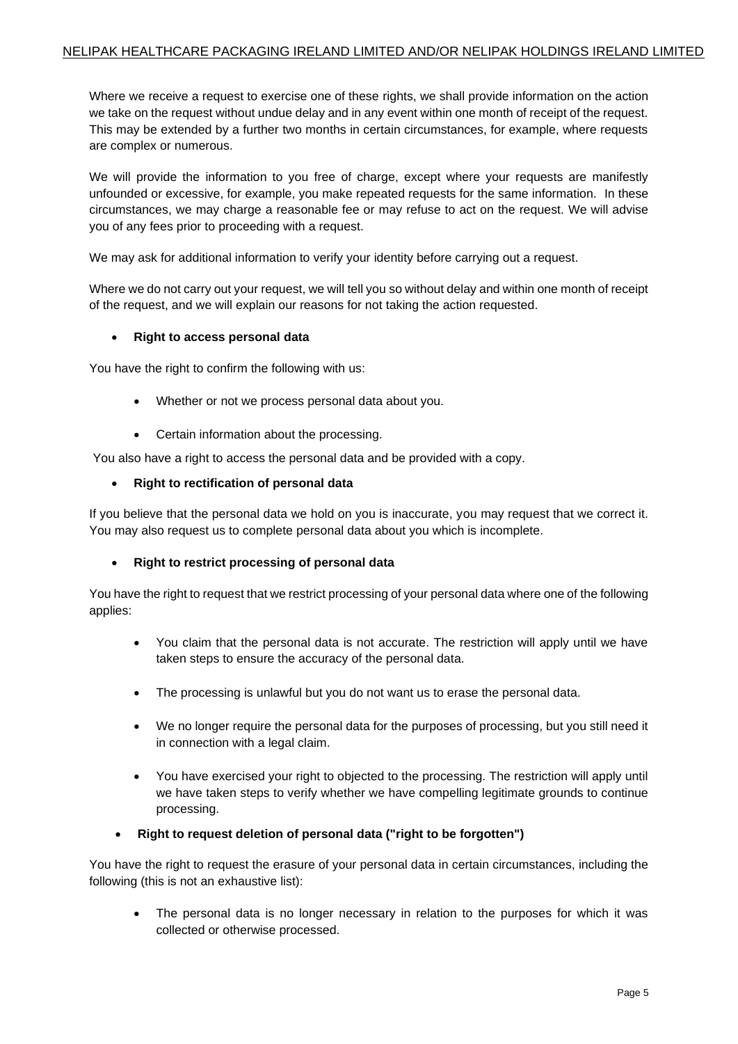Where we receive a request to exercise one of these rights, we shall provide information on the action we take on the request without undue delay and in any event within one month of receipt of the request. This may be extended by a further two months in certain circumstances, for example, where requests are complex or numerous.

We will provide the information to you free of charge, except where your requests are manifestly unfounded or excessive, for example, you make repeated requests for the same information. In these circumstances, we may charge a reasonable fee or may refuse to act on the request. We will advise you of any fees prior to proceeding with a request.

We may ask for additional information to verify your identity before carrying out a request.

Where we do not carry out your request, we will tell you so without delay and within one month of receipt of the request, and we will explain our reasons for not taking the action requested.

- **Right to access personal data**

You have the right to confirm the following with us:

- Whether or not we process personal data about you.
- Certain information about the processing.

You also have a right to access the personal data and be provided with a copy.

- **Right to rectification of personal data**

If you believe that the personal data we hold on you is inaccurate, you may request that we correct it. You may also request us to complete personal data about you which is incomplete.

- **Right to restrict processing of personal data**

You have the right to request that we restrict processing of your personal data where one of the following applies:

- You claim that the personal data is not accurate. The restriction will apply until we have taken steps to ensure the accuracy of the personal data.
- The processing is unlawful but you do not want us to erase the personal data.
- We no longer require the personal data for the purposes of processing, but you still need it in connection with a legal claim.
- You have exercised your right to objected to the processing. The restriction will apply until we have taken steps to verify whether we have compelling legitimate grounds to continue processing.

- **Right to request deletion of personal data ("right to be forgotten")**

You have the right to request the erasure of your personal data in certain circumstances, including the following (this is not an exhaustive list):

- The personal data is no longer necessary in relation to the purposes for which it was collected or otherwise processed.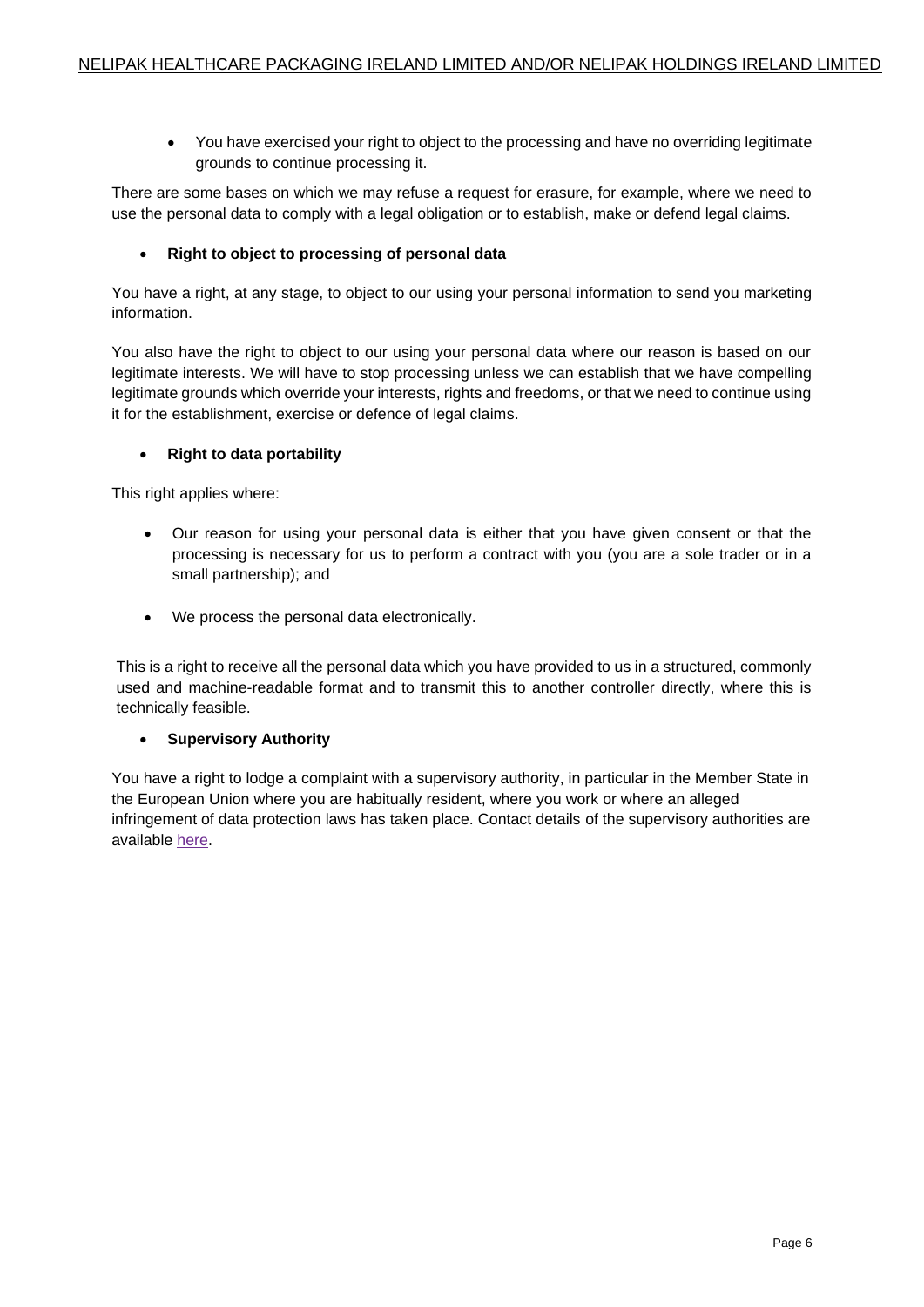- You have exercised your right to object to the processing and have no overriding legitimate grounds to continue processing it.

There are some bases on which we may refuse a request for erasure, for example, where we need to use the personal data to comply with a legal obligation or to establish, make or defend legal claims.

- **Right to object to processing of personal data**

You have a right, at any stage, to object to our using your personal information to send you marketing information.

You also have the right to object to our using your personal data where our reason is based on our legitimate interests. We will have to stop processing unless we can establish that we have compelling legitimate grounds which override your interests, rights and freedoms, or that we need to continue using it for the establishment, exercise or defence of legal claims.

- **Right to data portability**

This right applies where:

- Our reason for using your personal data is either that you have given consent or that the processing is necessary for us to perform a contract with you (you are a sole trader or in a small partnership); and
- We process the personal data electronically.

This is a right to receive all the personal data which you have provided to us in a structured, commonly used and machine-readable format and to transmit this to another controller directly, where this is technically feasible.

- **Supervisory Authority**

You have a right to lodge a complaint with a supervisory authority, in particular in the Member State in the European Union where you are habitually resident, where you work or where an alleged infringement of data protection laws has taken place. Contact details of the supervisory authorities are available here.